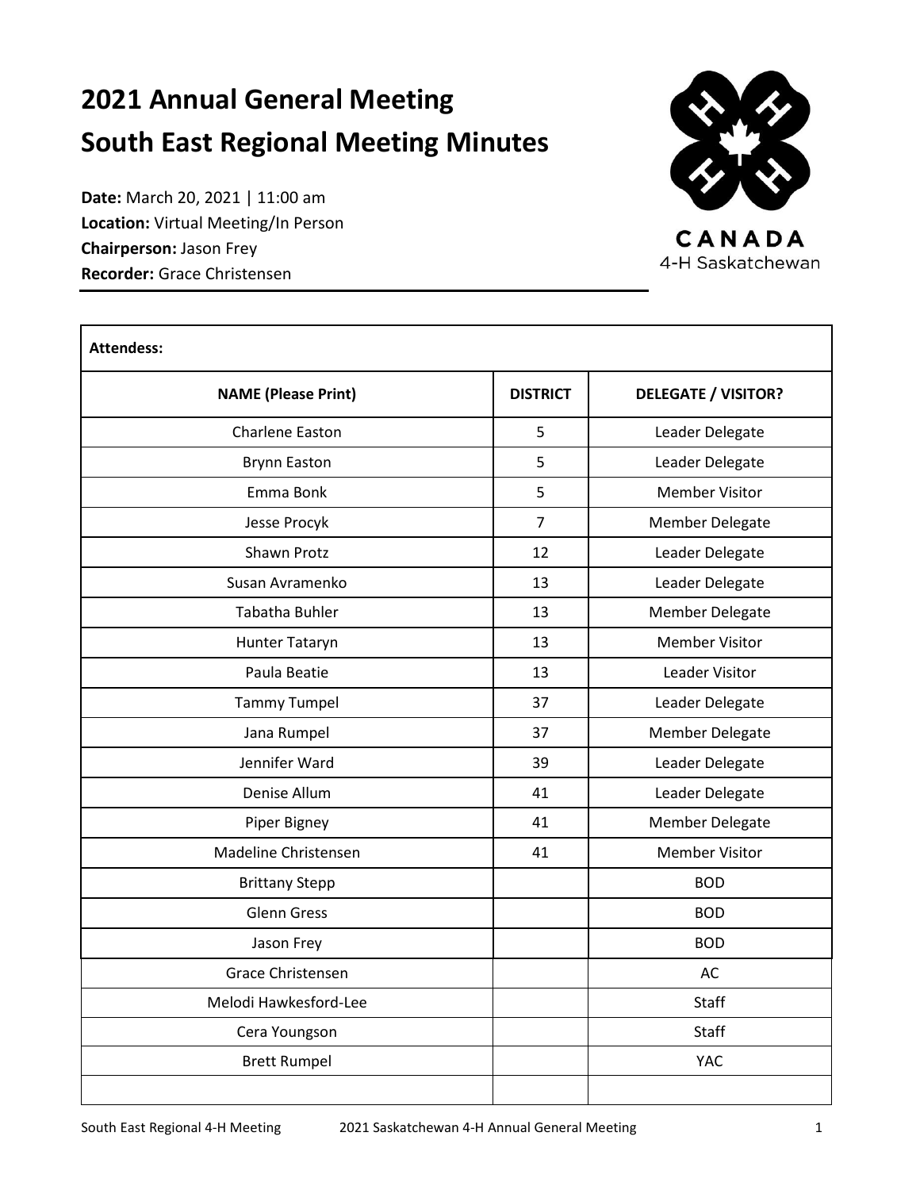# 2021 Annual General Meeting

# South East Regional Meeting Minutes

**Date:** March 20, 2021 | 11:00 am
**Location:** Virtual Meeting/In Person
**Chairperson:** Jason Frey
**Recorder:** Grace Christensen

CANADA
4-H Saskatchewan

**Attendess:**

| NAME (Please Print) | DISTRICT | DELEGATE / VISITOR? |
|---|---|---|
| Charlene Easton | 5 | Leader Delegate |
| Brynn Easton | 5 | Leader Delegate |
| Emma Bonk | 5 | Member Visitor |
| Jesse Procyk | 7 | Member Delegate |
| Shawn Protz | 12 | Leader Delegate |
| Susan Avramenko | 13 | Leader Delegate |
| Tabatha Buhler | 13 | Member Delegate |
| Hunter Tataryn | 13 | Member Visitor |
| Paula Beatie | 13 | Leader Visitor |
| Tammy Tumpel | 37 | Leader Delegate |
| Jana Rumpel | 37 | Member Delegate |
| Jennifer Ward | 39 | Leader Delegate |
| Denise Allum | 41 | Leader Delegate |
| Piper Bigney | 41 | Member Delegate |
| Madeline Christensen | 41 | Member Visitor |
| Brittany Stepp | | BOD |
| Glenn Gress | | BOD |
| Jason Frey | | BOD |
| Grace Christensen | | AC |
| Melodi Hawkesford-Lee | | Staff |
| Cera Youngson | | Staff |
| Brett Rumpel | | YAC |
| | | |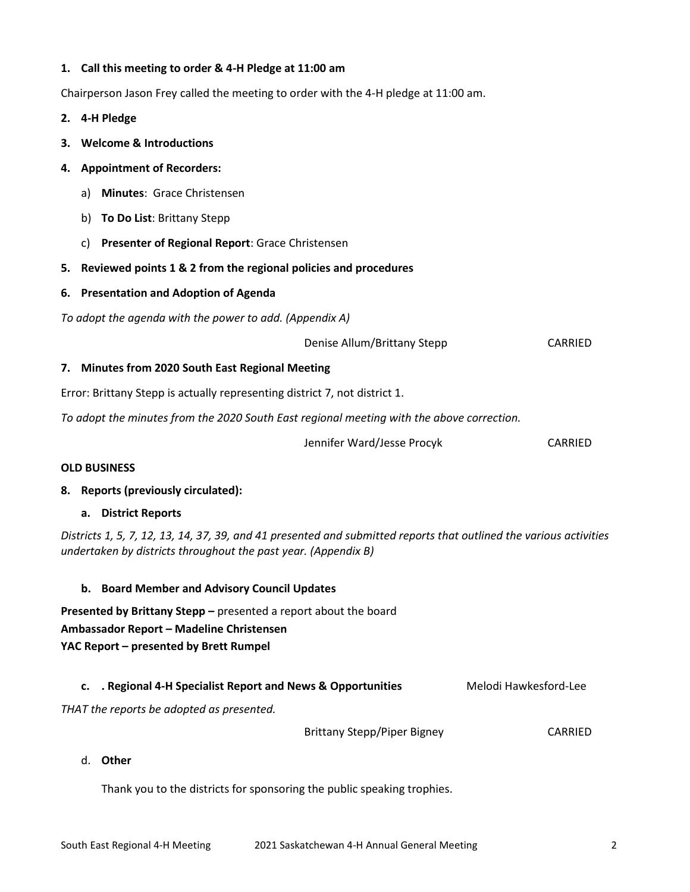**1. Call this meeting to order & 4-H Pledge at 11:00 am**

Chairperson Jason Frey called the meeting to order with the 4-H pledge at 11:00 am.

**2. 4-H Pledge**

**3. Welcome & Introductions**

**4. Appointment of Recorders:**

a) **Minutes**: Grace Christensen

b) **To Do List**: Brittany Stepp

c) **Presenter of Regional Report**: Grace Christensen

**5. Reviewed points 1 & 2 from the regional policies and procedures**

**6. Presentation and Adoption of Agenda**

*To adopt the agenda with the power to add. (Appendix A)*

Denise Allum/Brittany Stepp CARRIED

**7. Minutes from 2020 South East Regional Meeting**

Error: Brittany Stepp is actually representing district 7, not district 1.

*To adopt the minutes from the 2020 South East regional meeting with the above correction.*

Jennifer Ward/Jesse Procyk CARRIED

**OLD BUSINESS**

**8. Reports (previously circulated):**

**a. District Reports**

*Districts 1, 5, 7, 12, 13, 14, 37, 39, and 41 presented and submitted reports that outlined the various activities undertaken by districts throughout the past year. (Appendix B)*

**b. Board Member and Advisory Council Updates**

**Presented by Brittany Stepp –** presented a report about the board
**Ambassador Report – Madeline Christensen**
**YAC Report – presented by Brett Rumpel**

**c. . Regional 4-H Specialist Report and News & Opportunities** Melodi Hawkesford-Lee

*THAT the reports be adopted as presented.*

Brittany Stepp/Piper Bigney CARRIED

d. **Other**

Thank you to the districts for sponsoring the public speaking trophies.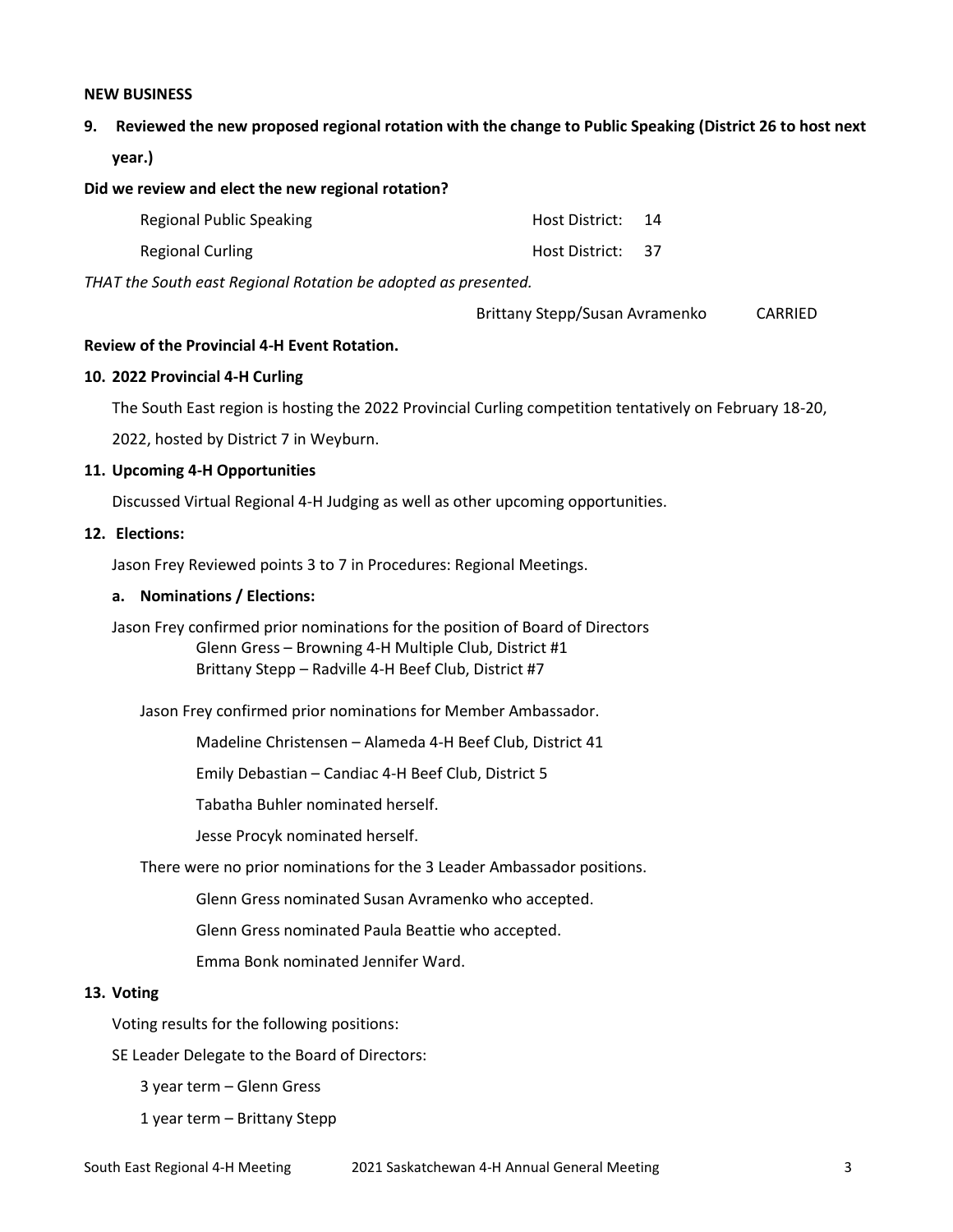**NEW BUSINESS**

**9. Reviewed the new proposed regional rotation with the change to Public Speaking (District 26 to host next year.)**

**Did we review and elect the new regional rotation?**

| | |
|---|---|
| Regional Public Speaking | Host District: 14 |
| Regional Curling | Host District: 37 |

*THAT the South east Regional Rotation be adopted as presented.*

Brittany Stepp/Susan Avramenko CARRIED

**Review of the Provincial 4-H Event Rotation.**

**10. 2022 Provincial 4-H Curling**

The South East region is hosting the 2022 Provincial Curling competition tentatively on February 18-20, 2022, hosted by District 7 in Weyburn.

**11. Upcoming 4-H Opportunities**

Discussed Virtual Regional 4-H Judging as well as other upcoming opportunities.

**12. Elections:**

Jason Frey Reviewed points 3 to 7 in Procedures: Regional Meetings.

**a. Nominations / Elections:**

Jason Frey confirmed prior nominations for the position of Board of Directors

Glenn Gress – Browning 4-H Multiple Club, District #1
Brittany Stepp – Radville 4-H Beef Club, District #7

Jason Frey confirmed prior nominations for Member Ambassador.

Madeline Christensen – Alameda 4-H Beef Club, District 41

Emily Debastian – Candiac 4-H Beef Club, District 5

Tabatha Buhler nominated herself.

Jesse Procyk nominated herself.

There were no prior nominations for the 3 Leader Ambassador positions.

Glenn Gress nominated Susan Avramenko who accepted.

Glenn Gress nominated Paula Beattie who accepted.

Emma Bonk nominated Jennifer Ward.

**13. Voting**

Voting results for the following positions:

SE Leader Delegate to the Board of Directors:

3 year term – Glenn Gress

1 year term – Brittany Stepp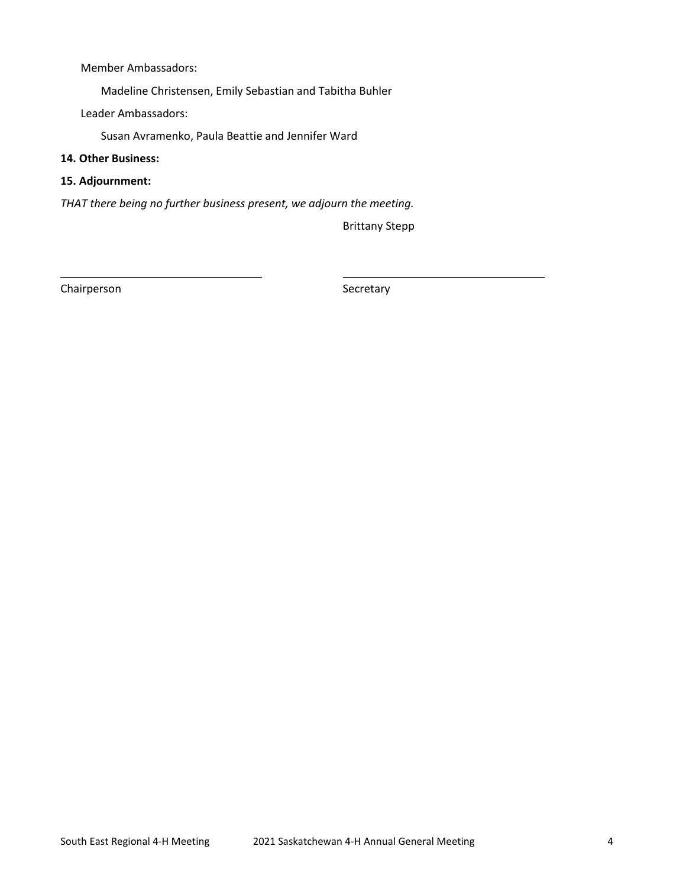Member Ambassadors:

Madeline Christensen, Emily Sebastian and Tabitha Buhler

Leader Ambassadors:

Susan Avramenko, Paula Beattie and Jennifer Ward

**14. Other Business:**

**15. Adjournment:**

*THAT there being no further business present, we adjourn the meeting.*

Brittany Stepp

_______________________________ _______________________________

Chairperson Secretary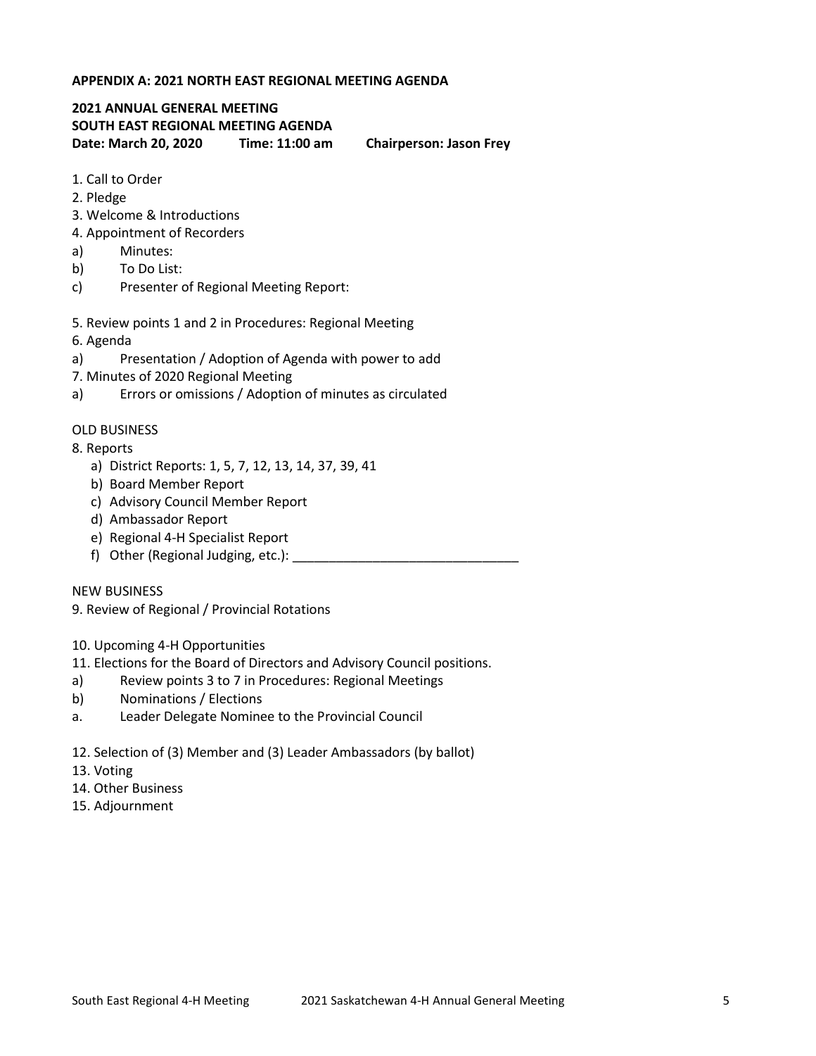**APPENDIX A: 2021 NORTH EAST REGIONAL MEETING AGENDA**

**2021 ANNUAL GENERAL MEETING**
**SOUTH EAST REGIONAL MEETING AGENDA**
**Date: March 20, 2020 Time: 11:00 am Chairperson: Jason Frey**

1. Call to Order
2. Pledge
3. Welcome & Introductions
4. Appointment of Recorders
   a) Minutes:
   b) To Do List:
   c) Presenter of Regional Meeting Report:

5. Review points 1 and 2 in Procedures: Regional Meeting
6. Agenda
   a) Presentation / Adoption of Agenda with power to add
7. Minutes of 2020 Regional Meeting
   a) Errors or omissions / Adoption of minutes as circulated

OLD BUSINESS

8. Reports
   a) District Reports: 1, 5, 7, 12, 13, 14, 37, 39, 41
   b) Board Member Report
   c) Advisory Council Member Report
   d) Ambassador Report
   e) Regional 4-H Specialist Report
   f) Other (Regional Judging, etc.): _______________________________

NEW BUSINESS

9. Review of Regional / Provincial Rotations

10. Upcoming 4-H Opportunities
11. Elections for the Board of Directors and Advisory Council positions.
    a) Review points 3 to 7 in Procedures: Regional Meetings
    b) Nominations / Elections
    a. Leader Delegate Nominee to the Provincial Council

12. Selection of (3) Member and (3) Leader Ambassadors (by ballot)
13. Voting
14. Other Business
15. Adjournment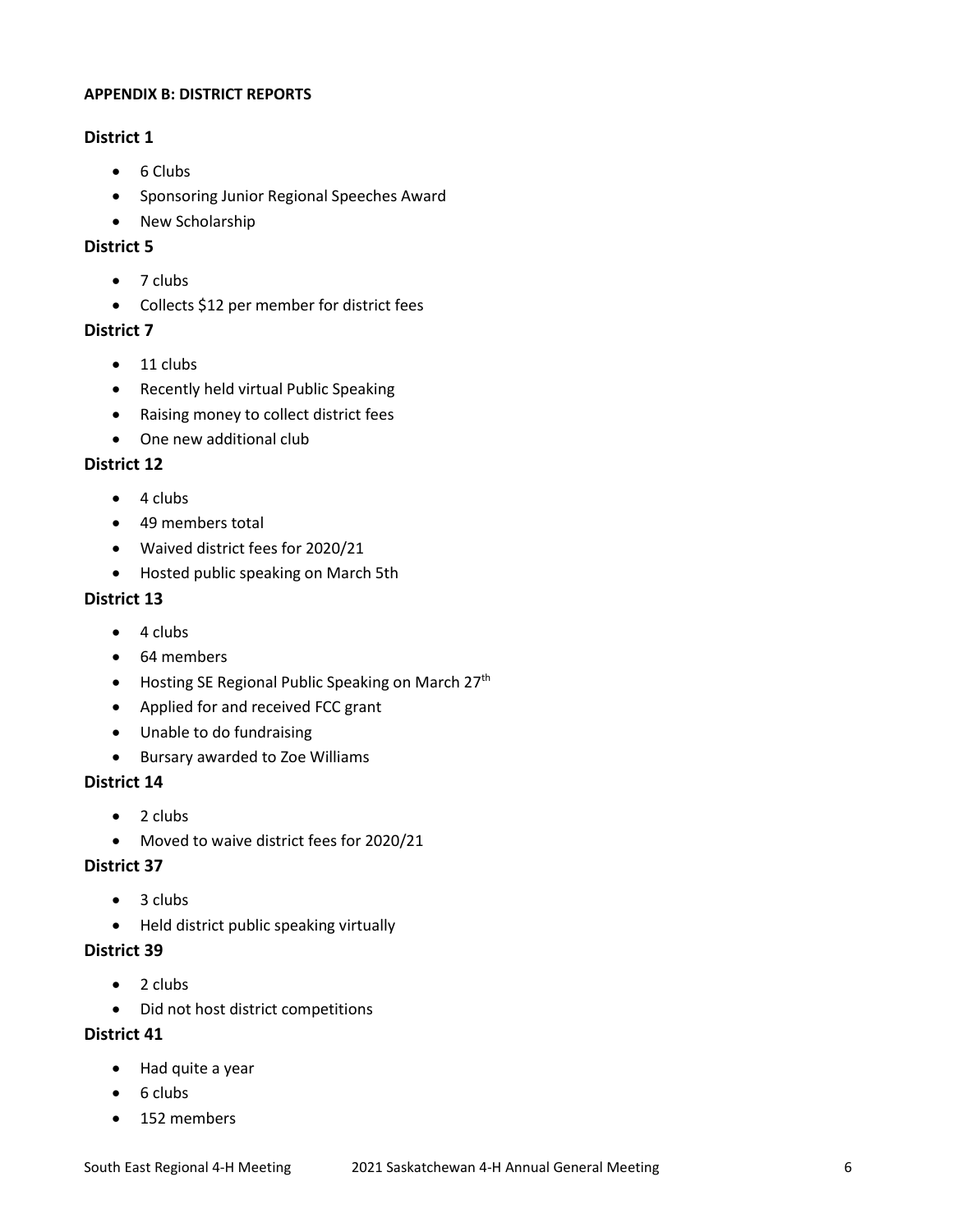**APPENDIX B: DISTRICT REPORTS**

## District 1

- 6 Clubs
- Sponsoring Junior Regional Speeches Award
- New Scholarship

## District 5

- 7 clubs
- Collects $12 per member for district fees

## District 7

- 11 clubs
- Recently held virtual Public Speaking
- Raising money to collect district fees
- One new additional club

## District 12

- 4 clubs
- 49 members total
- Waived district fees for 2020/21
- Hosted public speaking on March 5th

## District 13

- 4 clubs
- 64 members
- Hosting SE Regional Public Speaking on March 27th
- Applied for and received FCC grant
- Unable to do fundraising
- Bursary awarded to Zoe Williams

## District 14

- 2 clubs
- Moved to waive district fees for 2020/21

## District 37

- 3 clubs
- Held district public speaking virtually

## District 39

- 2 clubs
- Did not host district competitions

## District 41

- Had quite a year
- 6 clubs
- 152 members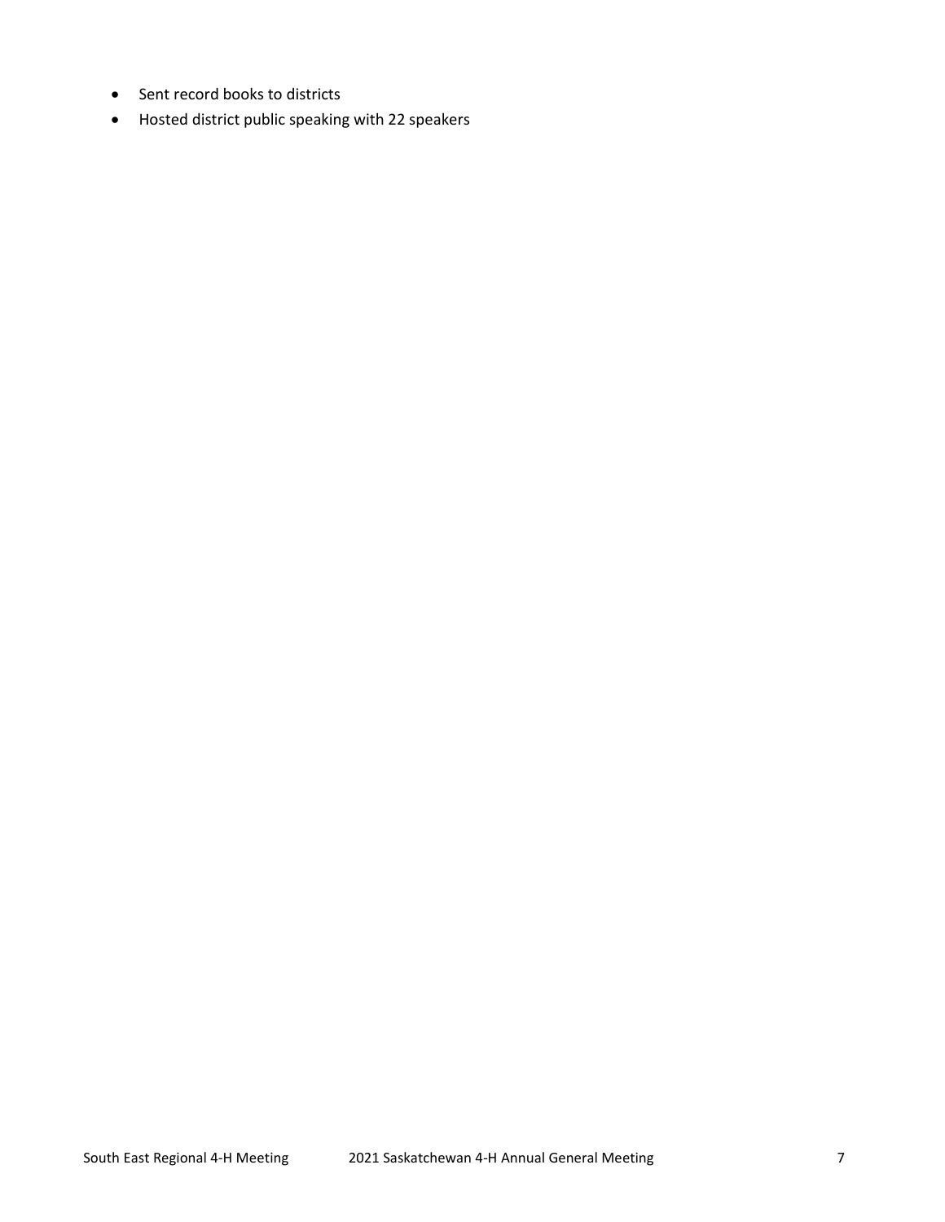- Sent record books to districts
- Hosted district public speaking with 22 speakers